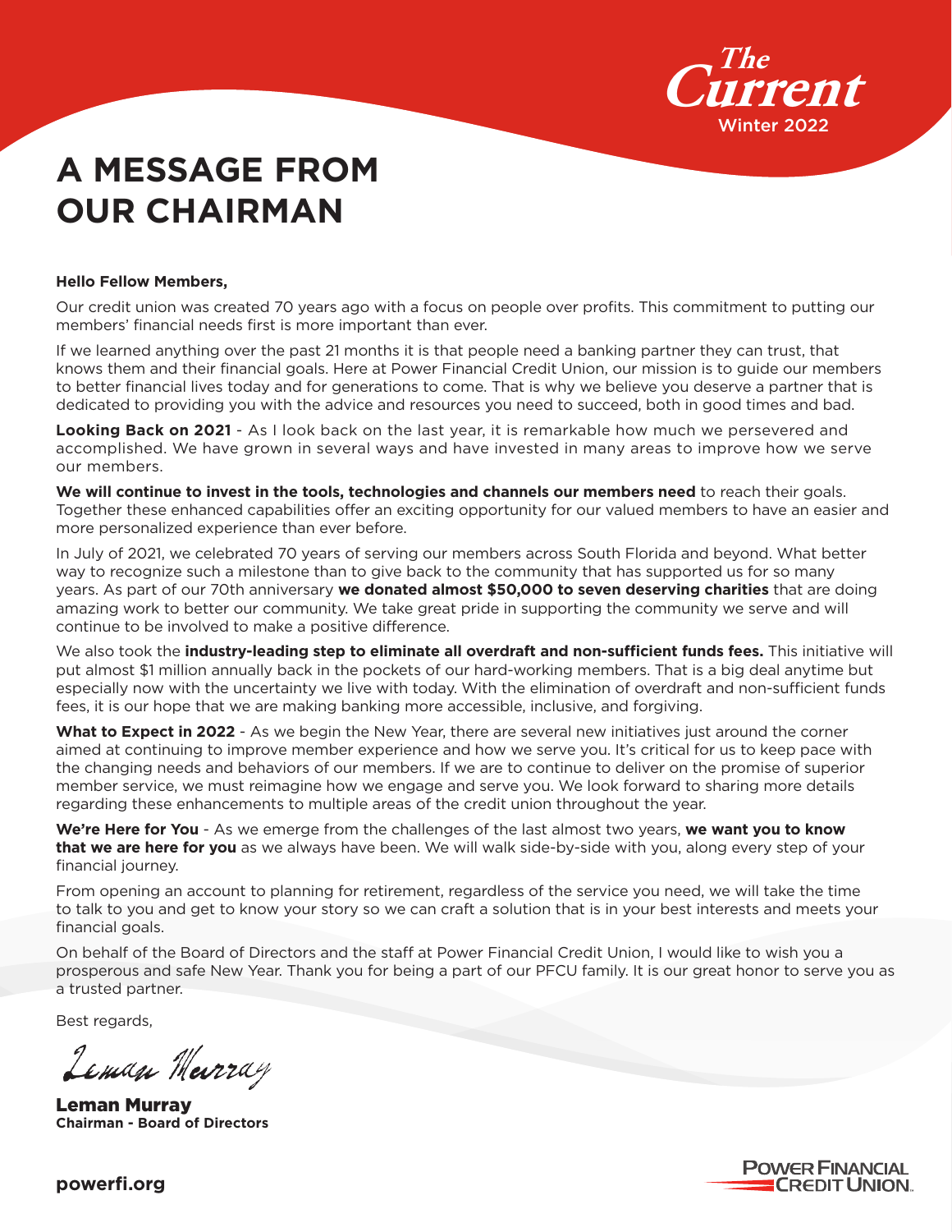The Current
Winter 2022

# A MESSAGE FROM OUR CHAIRMAN

**Hello Fellow Members,**

Our credit union was created 70 years ago with a focus on people over profits. This commitment to putting our members' financial needs first is more important than ever.

If we learned anything over the past 21 months it is that people need a banking partner they can trust, that knows them and their financial goals. Here at Power Financial Credit Union, our mission is to guide our members to better financial lives today and for generations to come. That is why we believe you deserve a partner that is dedicated to providing you with the advice and resources you need to succeed, both in good times and bad.

**Looking Back on 2021** - As I look back on the last year, it is remarkable how much we persevered and accomplished. We have grown in several ways and have invested in many areas to improve how we serve our members.

**We will continue to invest in the tools, technologies and channels our members need** to reach their goals. Together these enhanced capabilities offer an exciting opportunity for our valued members to have an easier and more personalized experience than ever before.

In July of 2021, we celebrated 70 years of serving our members across South Florida and beyond. What better way to recognize such a milestone than to give back to the community that has supported us for so many years. As part of our 70th anniversary **we donated almost $50,000 to seven deserving charities** that are doing amazing work to better our community. We take great pride in supporting the community we serve and will continue to be involved to make a positive difference.

We also took the **industry-leading step to eliminate all overdraft and non-sufficient funds fees.** This initiative will put almost $1 million annually back in the pockets of our hard-working members. That is a big deal anytime but especially now with the uncertainty we live with today. With the elimination of overdraft and non-sufficient funds fees, it is our hope that we are making banking more accessible, inclusive, and forgiving.

**What to Expect in 2022** - As we begin the New Year, there are several new initiatives just around the corner aimed at continuing to improve member experience and how we serve you. It's critical for us to keep pace with the changing needs and behaviors of our members. If we are to continue to deliver on the promise of superior member service, we must reimagine how we engage and serve you. We look forward to sharing more details regarding these enhancements to multiple areas of the credit union throughout the year.

**We're Here for You** - As we emerge from the challenges of the last almost two years, **we want you to know that we are here for you** as we always have been. We will walk side-by-side with you, along every step of your financial journey.

From opening an account to planning for retirement, regardless of the service you need, we will take the time to talk to you and get to know your story so we can craft a solution that is in your best interests and meets your financial goals.

On behalf of the Board of Directors and the staff at Power Financial Credit Union, I would like to wish you a prosperous and safe New Year. Thank you for being a part of our PFCU family. It is our great honor to serve you as a trusted partner.

Best regards,

*Leman Murray*

**Leman Murray**
**Chairman - Board of Directors**

**powerfi.org**

POWER FINANCIAL CREDIT UNION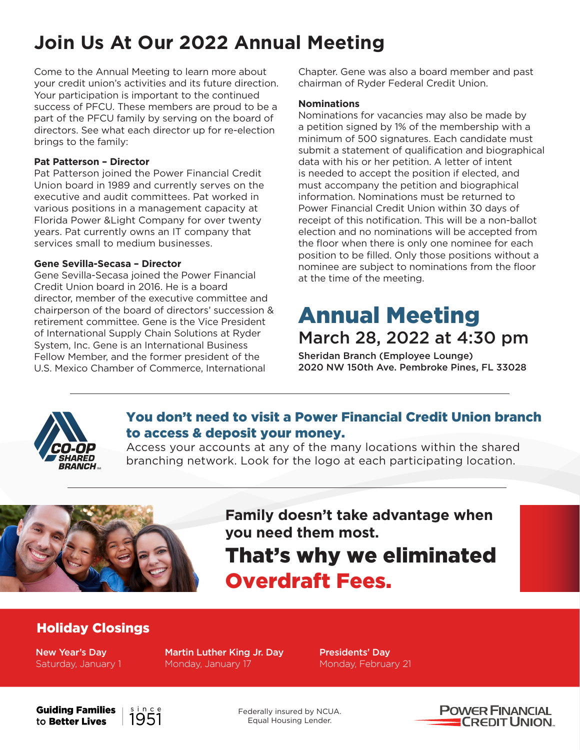# Join Us At Our 2022 Annual Meeting

Come to the Annual Meeting to learn more about your credit union's activities and its future direction. Your participation is important to the continued success of PFCU. These members are proud to be a part of the PFCU family by serving on the board of directors. See what each director up for re-election brings to the family:

**Pat Patterson – Director**
Pat Patterson joined the Power Financial Credit Union board in 1989 and currently serves on the executive and audit committees. Pat worked in various positions in a management capacity at Florida Power &Light Company for over twenty years. Pat currently owns an IT company that services small to medium businesses.

**Gene Sevilla-Secasa – Director**
Gene Sevilla-Secasa joined the Power Financial Credit Union board in 2016. He is a board director, member of the executive committee and chairperson of the board of directors' succession & retirement committee. Gene is the Vice President of International Supply Chain Solutions at Ryder System, Inc. Gene is an International Business Fellow Member, and the former president of the U.S. Mexico Chamber of Commerce, International Chapter. Gene was also a board member and past chairman of Ryder Federal Credit Union.

**Nominations**
Nominations for vacancies may also be made by a petition signed by 1% of the membership with a minimum of 500 signatures. Each candidate must submit a statement of qualification and biographical data with his or her petition. A letter of intent is needed to accept the position if elected, and must accompany the petition and biographical information. Nominations must be returned to Power Financial Credit Union within 30 days of receipt of this notification. This will be a non-ballot election and no nominations will be accepted from the floor when there is only one nominee for each position to be filled. Only those positions without a nominee are subject to nominations from the floor at the time of the meeting.

## Annual Meeting

### March 28, 2022 at 4:30 pm

**Sheridan Branch (Employee Lounge)**
**2020 NW 150th Ave. Pembroke Pines, FL 33028**

CO-OP SHARED BRANCH

**You don't need to visit a Power Financial Credit Union branch to access & deposit your money.**
Access your accounts at any of the many locations within the shared branching network. Look for the logo at each participating location.

**Family doesn't take advantage when you need them most.**

**That's why we eliminated Overdraft Fees.**

## Holiday Closings

**New Year's Day**
Saturday, January 1

**Martin Luther King Jr. Day**
Monday, January 17

**Presidents' Day**
Monday, February 21

**Guiding Families to Better Lives** since 1951

Federally insured by NCUA.
Equal Housing Lender.

POWER FINANCIAL CREDIT UNION